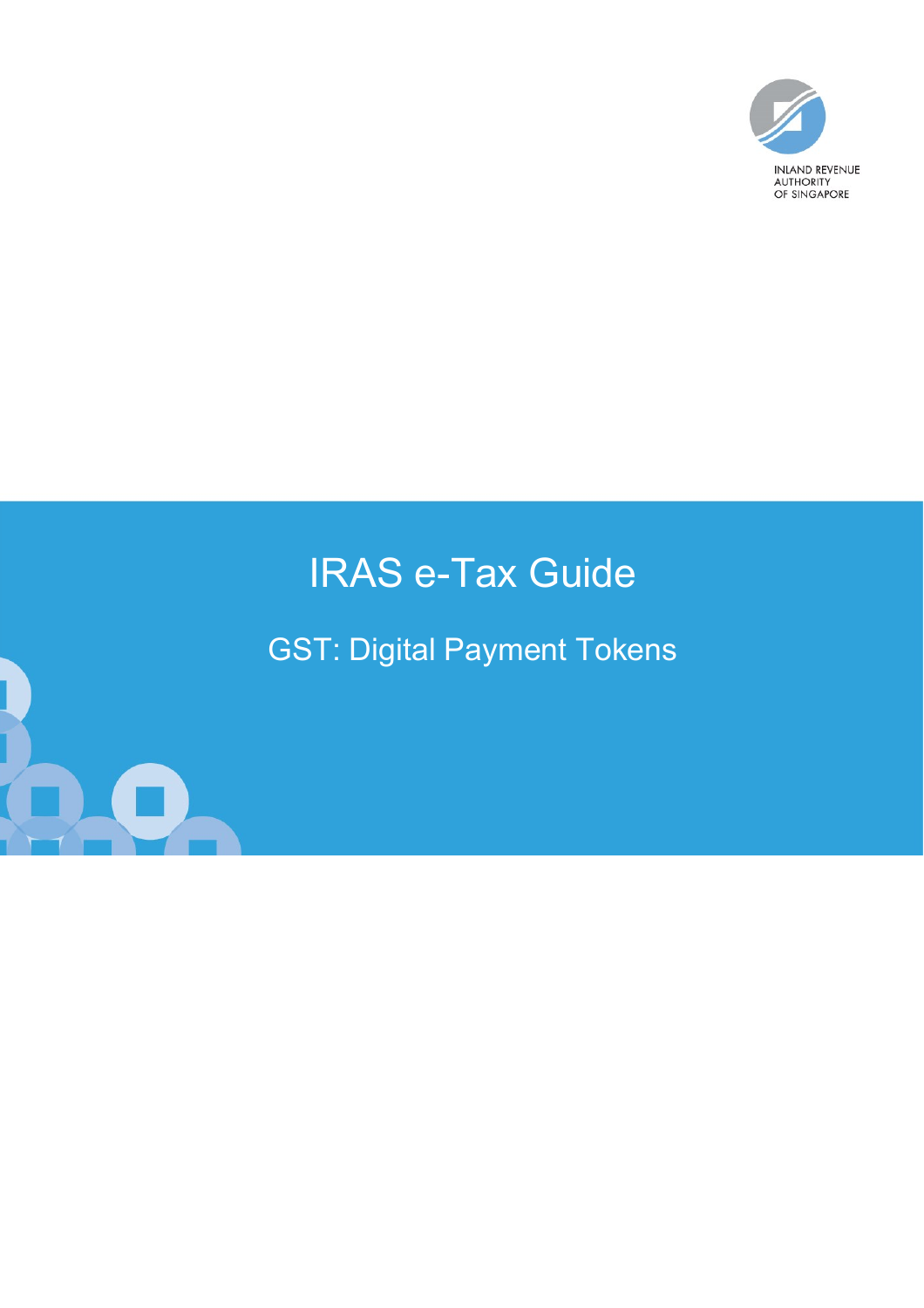INLAND REVENUE AUTHORITY OF SINGAPORE

# IRAS e-Tax Guide

## GST: Digital Payment Tokens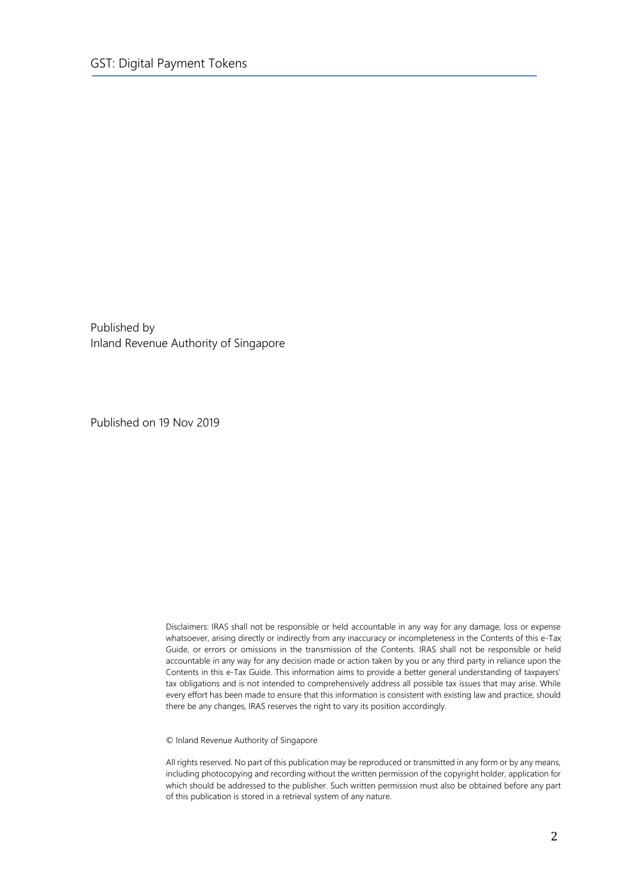Published by
Inland Revenue Authority of Singapore

Published on 19 Nov 2019

Disclaimers: IRAS shall not be responsible or held accountable in any way for any damage, loss or expense whatsoever, arising directly or indirectly from any inaccuracy or incompleteness in the Contents of this e-Tax Guide, or errors or omissions in the transmission of the Contents. IRAS shall not be responsible or held accountable in any way for any decision made or action taken by you or any third party in reliance upon the Contents in this e-Tax Guide. This information aims to provide a better general understanding of taxpayers' tax obligations and is not intended to comprehensively address all possible tax issues that may arise. While every effort has been made to ensure that this information is consistent with existing law and practice, should there be any changes, IRAS reserves the right to vary its position accordingly.

© Inland Revenue Authority of Singapore

All rights reserved. No part of this publication may be reproduced or transmitted in any form or by any means, including photocopying and recording without the written permission of the copyright holder, application for which should be addressed to the publisher. Such written permission must also be obtained before any part of this publication is stored in a retrieval system of any nature.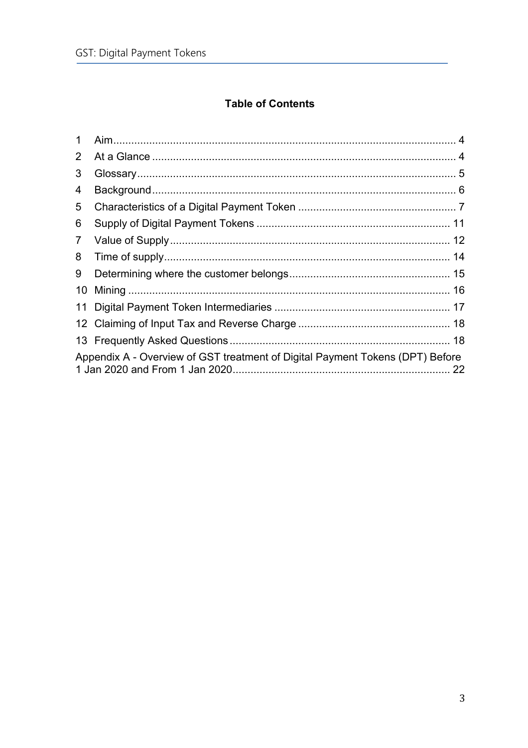**Table of Contents**

1 Aim ........................................................................................................................ 4
2 At a Glance ............................................................................................................ 4
3 Glossary ................................................................................................................. 5
4 Background ............................................................................................................ 6
5 Characteristics of a Digital Payment Token ............................................................ 7
6 Supply of Digital Payment Tokens ........................................................................ 11
7 Value of Supply .................................................................................................... 12
8 Time of supply ...................................................................................................... 14
9 Determining where the customer belongs ............................................................. 15
10 Mining ................................................................................................................ 16
11 Digital Payment Token Intermediaries ................................................................ 17
12 Claiming of Input Tax and Reverse Charge ......................................................... 18
13 Frequently Asked Questions ............................................................................... 18
Appendix A - Overview of GST treatment of Digital Payment Tokens (DPT) Before 1 Jan 2020 and From 1 Jan 2020 ........................................................................ 22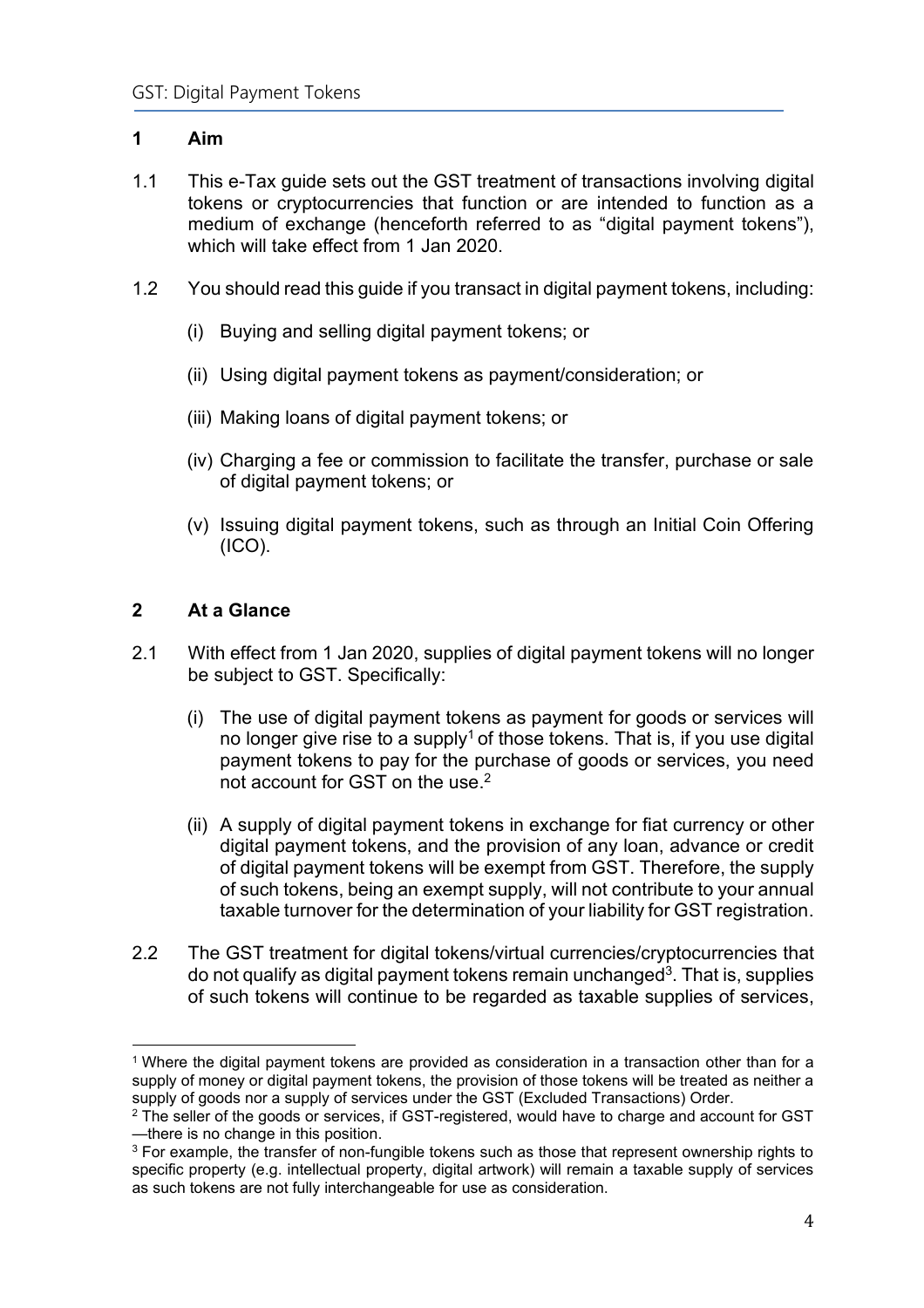## 1 Aim

1.1 This e-Tax guide sets out the GST treatment of transactions involving digital tokens or cryptocurrencies that function or are intended to function as a medium of exchange (henceforth referred to as "digital payment tokens"), which will take effect from 1 Jan 2020.

1.2 You should read this guide if you transact in digital payment tokens, including:

(i) Buying and selling digital payment tokens; or

(ii) Using digital payment tokens as payment/consideration; or

(iii) Making loans of digital payment tokens; or

(iv) Charging a fee or commission to facilitate the transfer, purchase or sale of digital payment tokens; or

(v) Issuing digital payment tokens, such as through an Initial Coin Offering (ICO).

## 2 At a Glance

2.1 With effect from 1 Jan 2020, supplies of digital payment tokens will no longer be subject to GST. Specifically:

(i) The use of digital payment tokens as payment for goods or services will no longer give rise to a supply[1] of those tokens. That is, if you use digital payment tokens to pay for the purchase of goods or services, you need not account for GST on the use.[2]

(ii) A supply of digital payment tokens in exchange for fiat currency or other digital payment tokens, and the provision of any loan, advance or credit of digital payment tokens will be exempt from GST. Therefore, the supply of such tokens, being an exempt supply, will not contribute to your annual taxable turnover for the determination of your liability for GST registration.

2.2 The GST treatment for digital tokens/virtual currencies/cryptocurrencies that do not qualify as digital payment tokens remain unchanged[3]. That is, supplies of such tokens will continue to be regarded as taxable supplies of services,

---

[1] Where the digital payment tokens are provided as consideration in a transaction other than for a supply of money or digital payment tokens, the provision of those tokens will be treated as neither a supply of goods nor a supply of services under the GST (Excluded Transactions) Order.

[2] The seller of the goods or services, if GST-registered, would have to charge and account for GST —there is no change in this position.

[3] For example, the transfer of non-fungible tokens such as those that represent ownership rights to specific property (e.g. intellectual property, digital artwork) will remain a taxable supply of services as such tokens are not fully interchangeable for use as consideration.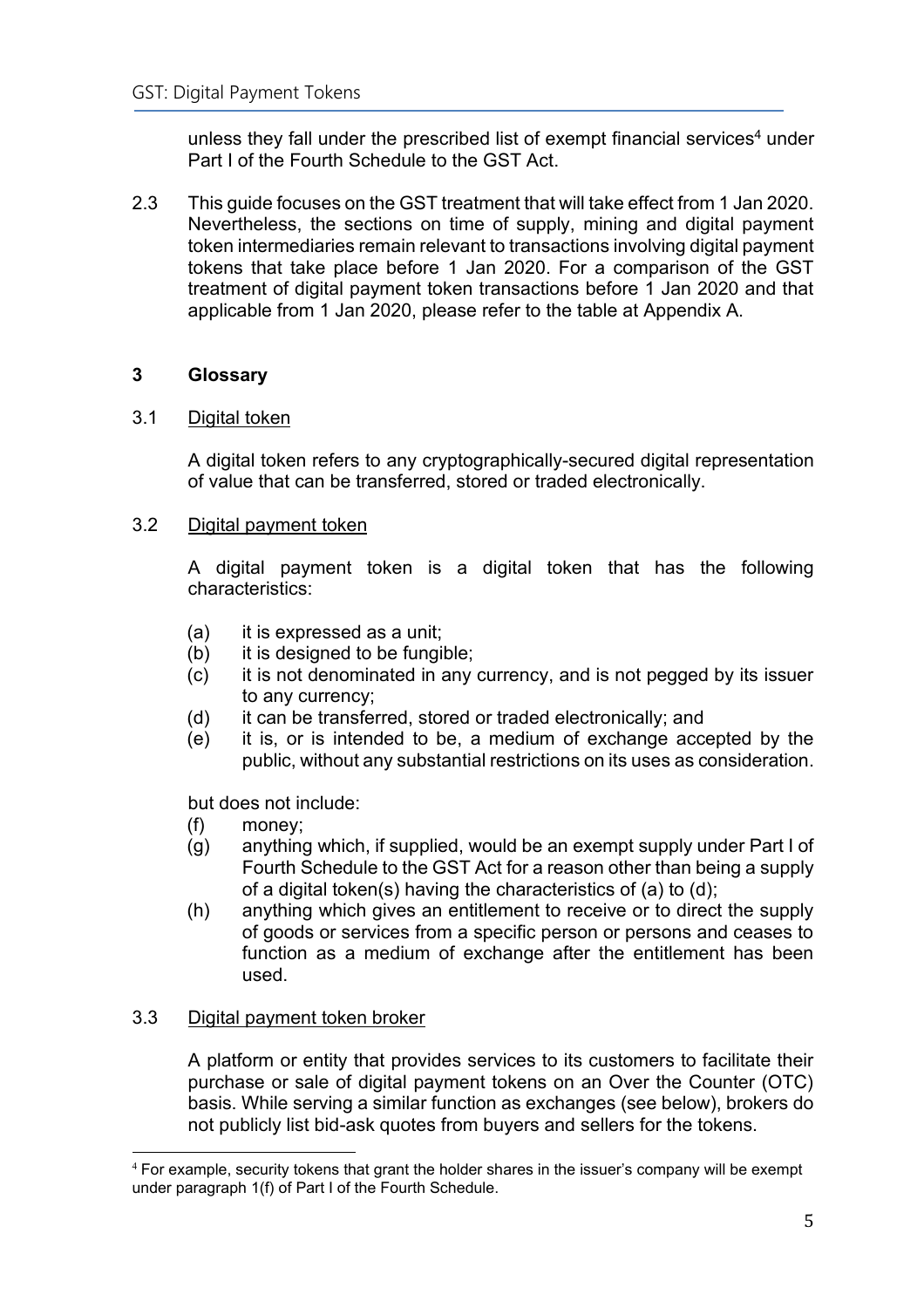unless they fall under the prescribed list of exempt financial services[4] under Part I of the Fourth Schedule to the GST Act.

2.3 This guide focuses on the GST treatment that will take effect from 1 Jan 2020. Nevertheless, the sections on time of supply, mining and digital payment token intermediaries remain relevant to transactions involving digital payment tokens that take place before 1 Jan 2020. For a comparison of the GST treatment of digital payment token transactions before 1 Jan 2020 and that applicable from 1 Jan 2020, please refer to the table at Appendix A.

## 3 Glossary

3.1 Digital token

A digital token refers to any cryptographically-secured digital representation of value that can be transferred, stored or traded electronically.

3.2 Digital payment token

A digital payment token is a digital token that has the following characteristics:

(a) it is expressed as a unit;
(b) it is designed to be fungible;
(c) it is not denominated in any currency, and is not pegged by its issuer to any currency;
(d) it can be transferred, stored or traded electronically; and
(e) it is, or is intended to be, a medium of exchange accepted by the public, without any substantial restrictions on its uses as consideration.

but does not include:
(f) money;
(g) anything which, if supplied, would be an exempt supply under Part I of Fourth Schedule to the GST Act for a reason other than being a supply of a digital token(s) having the characteristics of (a) to (d);
(h) anything which gives an entitlement to receive or to direct the supply of goods or services from a specific person or persons and ceases to function as a medium of exchange after the entitlement has been used.

3.3 Digital payment token broker

A platform or entity that provides services to its customers to facilitate their purchase or sale of digital payment tokens on an Over the Counter (OTC) basis. While serving a similar function as exchanges (see below), brokers do not publicly list bid-ask quotes from buyers and sellers for the tokens.

[4] For example, security tokens that grant the holder shares in the issuer's company will be exempt under paragraph 1(f) of Part I of the Fourth Schedule.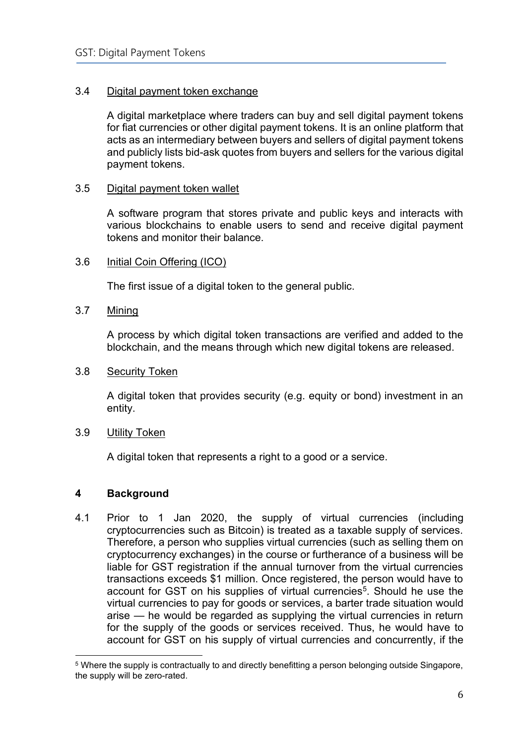3.4 Digital payment token exchange

A digital marketplace where traders can buy and sell digital payment tokens for fiat currencies or other digital payment tokens. It is an online platform that acts as an intermediary between buyers and sellers of digital payment tokens and publicly lists bid-ask quotes from buyers and sellers for the various digital payment tokens.

3.5 Digital payment token wallet

A software program that stores private and public keys and interacts with various blockchains to enable users to send and receive digital payment tokens and monitor their balance.

3.6 Initial Coin Offering (ICO)

The first issue of a digital token to the general public.

3.7 Mining

A process by which digital token transactions are verified and added to the blockchain, and the means through which new digital tokens are released.

3.8 Security Token

A digital token that provides security (e.g. equity or bond) investment in an entity.

3.9 Utility Token

A digital token that represents a right to a good or a service.

## 4 Background

4.1 Prior to 1 Jan 2020, the supply of virtual currencies (including cryptocurrencies such as Bitcoin) is treated as a taxable supply of services. Therefore, a person who supplies virtual currencies (such as selling them on cryptocurrency exchanges) in the course or furtherance of a business will be liable for GST registration if the annual turnover from the virtual currencies transactions exceeds $1 million. Once registered, the person would have to account for GST on his supplies of virtual currencies[5]. Should he use the virtual currencies to pay for goods or services, a barter trade situation would arise — he would be regarded as supplying the virtual currencies in return for the supply of the goods or services received. Thus, he would have to account for GST on his supply of virtual currencies and concurrently, if the

[5] Where the supply is contractually to and directly benefitting a person belonging outside Singapore, the supply will be zero-rated.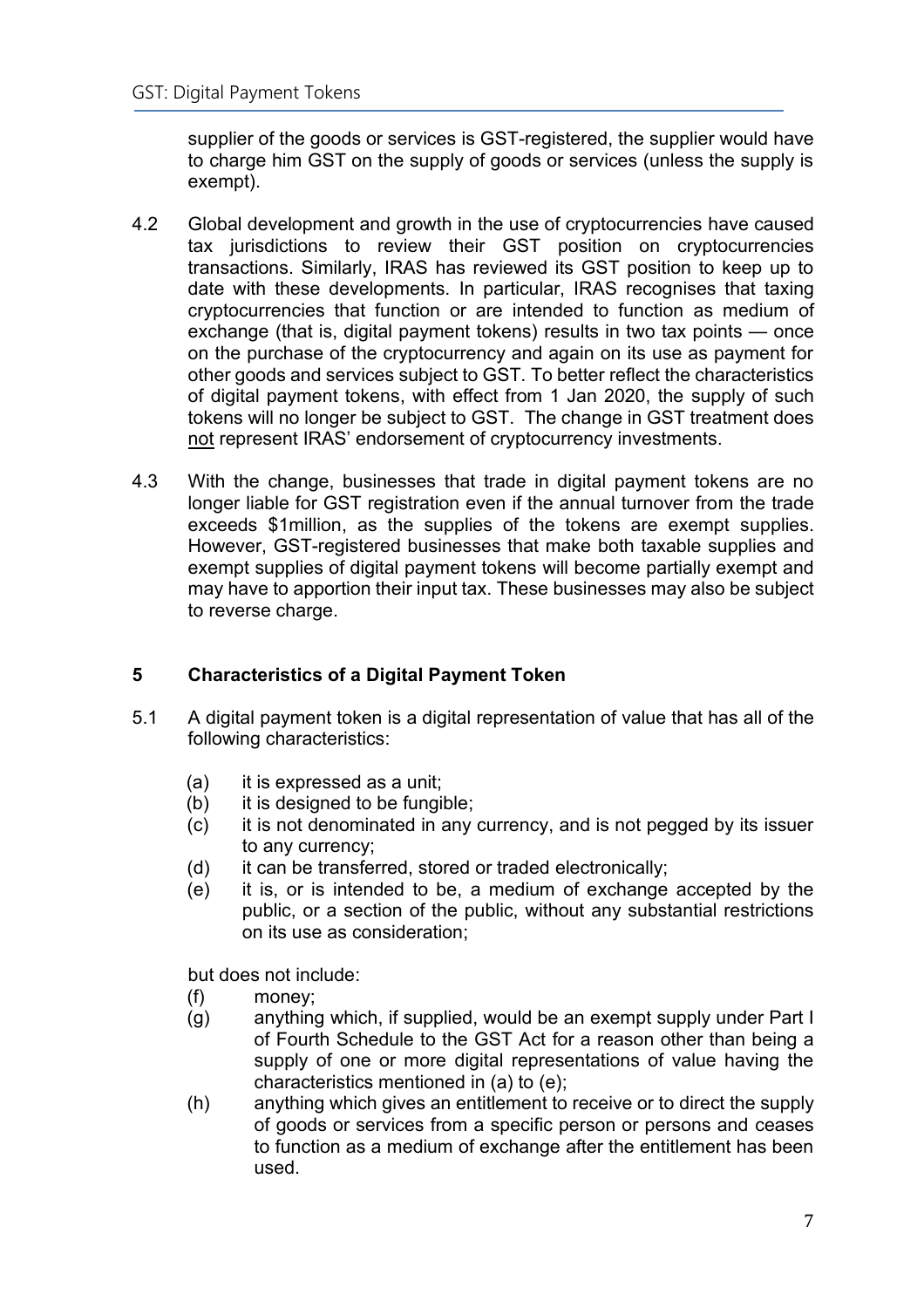supplier of the goods or services is GST-registered, the supplier would have to charge him GST on the supply of goods or services (unless the supply is exempt).

4.2 Global development and growth in the use of cryptocurrencies have caused tax jurisdictions to review their GST position on cryptocurrencies transactions. Similarly, IRAS has reviewed its GST position to keep up to date with these developments. In particular, IRAS recognises that taxing cryptocurrencies that function or are intended to function as medium of exchange (that is, digital payment tokens) results in two tax points — once on the purchase of the cryptocurrency and again on its use as payment for other goods and services subject to GST. To better reflect the characteristics of digital payment tokens, with effect from 1 Jan 2020, the supply of such tokens will no longer be subject to GST. The change in GST treatment does <u>not</u> represent IRAS' endorsement of cryptocurrency investments.

4.3 With the change, businesses that trade in digital payment tokens are no longer liable for GST registration even if the annual turnover from the trade exceeds $1million, as the supplies of the tokens are exempt supplies. However, GST-registered businesses that make both taxable supplies and exempt supplies of digital payment tokens will become partially exempt and may have to apportion their input tax. These businesses may also be subject to reverse charge.

## 5 Characteristics of a Digital Payment Token

5.1 A digital payment token is a digital representation of value that has all of the following characteristics:

(a) it is expressed as a unit;
(b) it is designed to be fungible;
(c) it is not denominated in any currency, and is not pegged by its issuer to any currency;
(d) it can be transferred, stored or traded electronically;
(e) it is, or is intended to be, a medium of exchange accepted by the public, or a section of the public, without any substantial restrictions on its use as consideration;

but does not include:

(f) money;
(g) anything which, if supplied, would be an exempt supply under Part I of Fourth Schedule to the GST Act for a reason other than being a supply of one or more digital representations of value having the characteristics mentioned in (a) to (e);
(h) anything which gives an entitlement to receive or to direct the supply of goods or services from a specific person or persons and ceases to function as a medium of exchange after the entitlement has been used.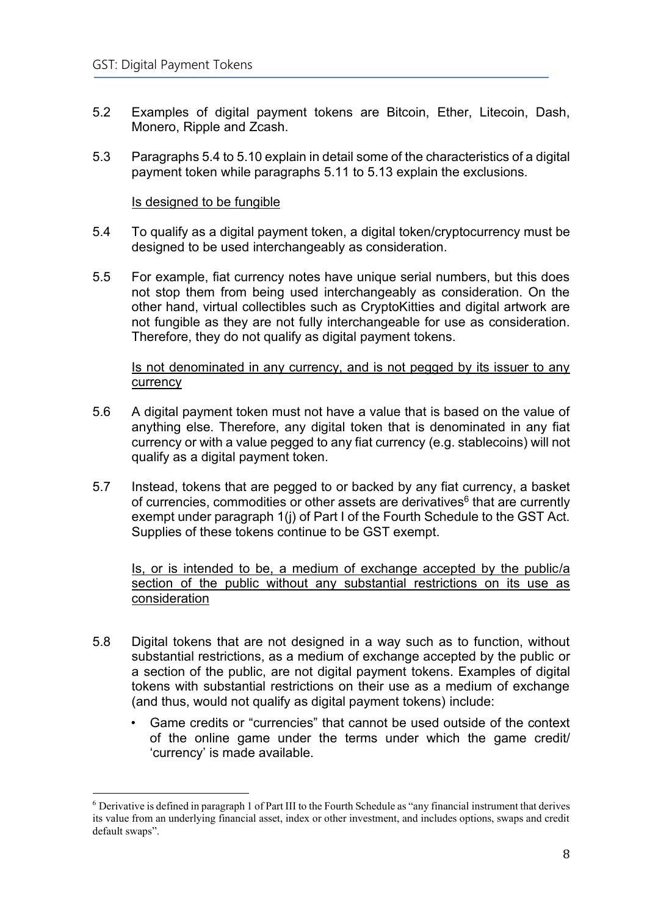5.2 Examples of digital payment tokens are Bitcoin, Ether, Litecoin, Dash, Monero, Ripple and Zcash.

5.3 Paragraphs 5.4 to 5.10 explain in detail some of the characteristics of a digital payment token while paragraphs 5.11 to 5.13 explain the exclusions.

<u>Is designed to be fungible</u>

5.4 To qualify as a digital payment token, a digital token/cryptocurrency must be designed to be used interchangeably as consideration.

5.5 For example, fiat currency notes have unique serial numbers, but this does not stop them from being used interchangeably as consideration. On the other hand, virtual collectibles such as CryptoKitties and digital artwork are not fungible as they are not fully interchangeable for use as consideration. Therefore, they do not qualify as digital payment tokens.

<u>Is not denominated in any currency, and is not pegged by its issuer to any currency</u>

5.6 A digital payment token must not have a value that is based on the value of anything else. Therefore, any digital token that is denominated in any fiat currency or with a value pegged to any fiat currency (e.g. stablecoins) will not qualify as a digital payment token.

5.7 Instead, tokens that are pegged to or backed by any fiat currency, a basket of currencies, commodities or other assets are derivatives[6] that are currently exempt under paragraph 1(j) of Part I of the Fourth Schedule to the GST Act. Supplies of these tokens continue to be GST exempt.

<u>Is, or is intended to be, a medium of exchange accepted by the public/a section of the public without any substantial restrictions on its use as consideration</u>

5.8 Digital tokens that are not designed in a way such as to function, without substantial restrictions, as a medium of exchange accepted by the public or a section of the public, are not digital payment tokens. Examples of digital tokens with substantial restrictions on their use as a medium of exchange (and thus, would not qualify as digital payment tokens) include:

- Game credits or "currencies" that cannot be used outside of the context of the online game under the terms under which the game credit/ 'currency' is made available.

[6] Derivative is defined in paragraph 1 of Part III to the Fourth Schedule as "any financial instrument that derives its value from an underlying financial asset, index or other investment, and includes options, swaps and credit default swaps".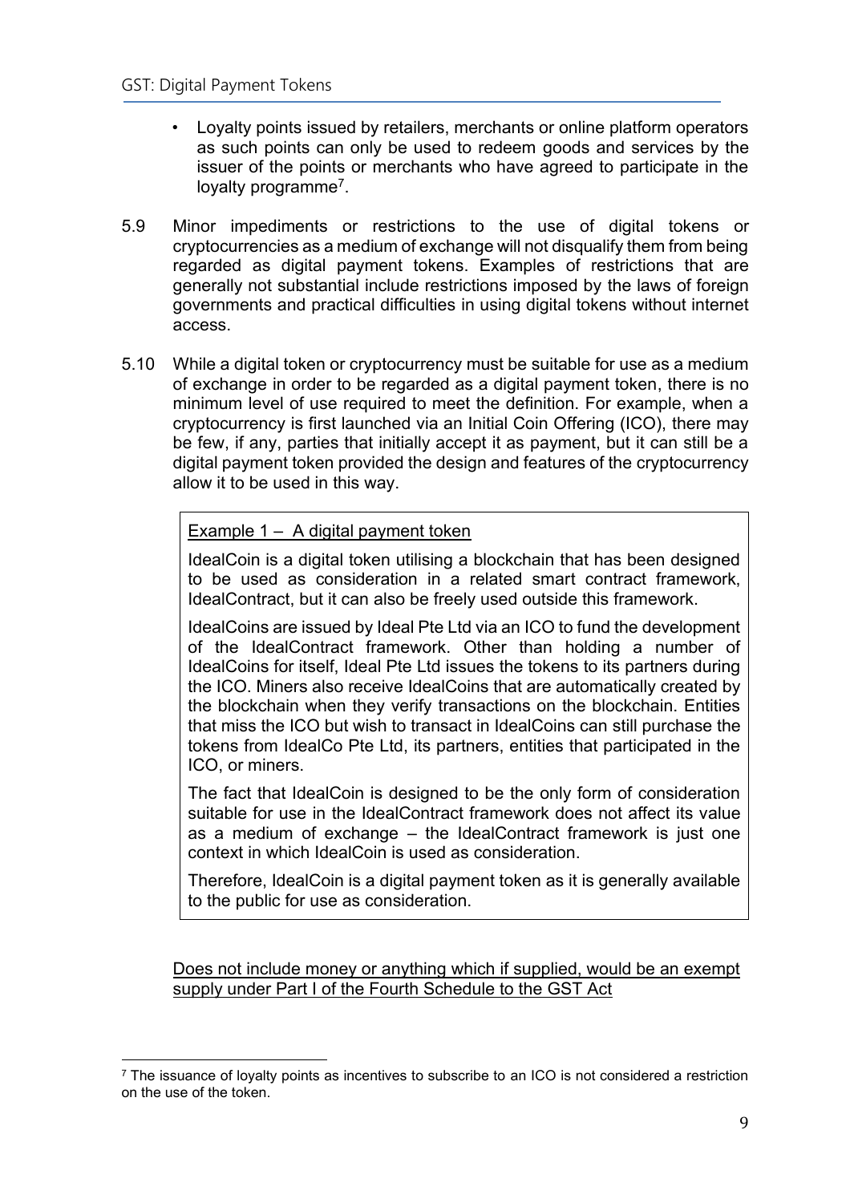- Loyalty points issued by retailers, merchants or online platform operators as such points can only be used to redeem goods and services by the issuer of the points or merchants who have agreed to participate in the loyalty programme[7].

5.9 Minor impediments or restrictions to the use of digital tokens or cryptocurrencies as a medium of exchange will not disqualify them from being regarded as digital payment tokens. Examples of restrictions that are generally not substantial include restrictions imposed by the laws of foreign governments and practical difficulties in using digital tokens without internet access.

5.10 While a digital token or cryptocurrency must be suitable for use as a medium of exchange in order to be regarded as a digital payment token, there is no minimum level of use required to meet the definition. For example, when a cryptocurrency is first launched via an Initial Coin Offering (ICO), there may be few, if any, parties that initially accept it as payment, but it can still be a digital payment token provided the design and features of the cryptocurrency allow it to be used in this way.

> <u>Example 1 – A digital payment token</u>
>
> IdealCoin is a digital token utilising a blockchain that has been designed to be used as consideration in a related smart contract framework, IdealContract, but it can also be freely used outside this framework.
>
> IdealCoins are issued by Ideal Pte Ltd via an ICO to fund the development of the IdealContract framework. Other than holding a number of IdealCoins for itself, Ideal Pte Ltd issues the tokens to its partners during the ICO. Miners also receive IdealCoins that are automatically created by the blockchain when they verify transactions on the blockchain. Entities that miss the ICO but wish to transact in IdealCoins can still purchase the tokens from IdealCo Pte Ltd, its partners, entities that participated in the ICO, or miners.
>
> The fact that IdealCoin is designed to be the only form of consideration suitable for use in the IdealContract framework does not affect its value as a medium of exchange – the IdealContract framework is just one context in which IdealCoin is used as consideration.
>
> Therefore, IdealCoin is a digital payment token as it is generally available to the public for use as consideration.

<u>Does not include money or anything which if supplied, would be an exempt supply under Part I of the Fourth Schedule to the GST Act</u>

[7] The issuance of loyalty points as incentives to subscribe to an ICO is not considered a restriction on the use of the token.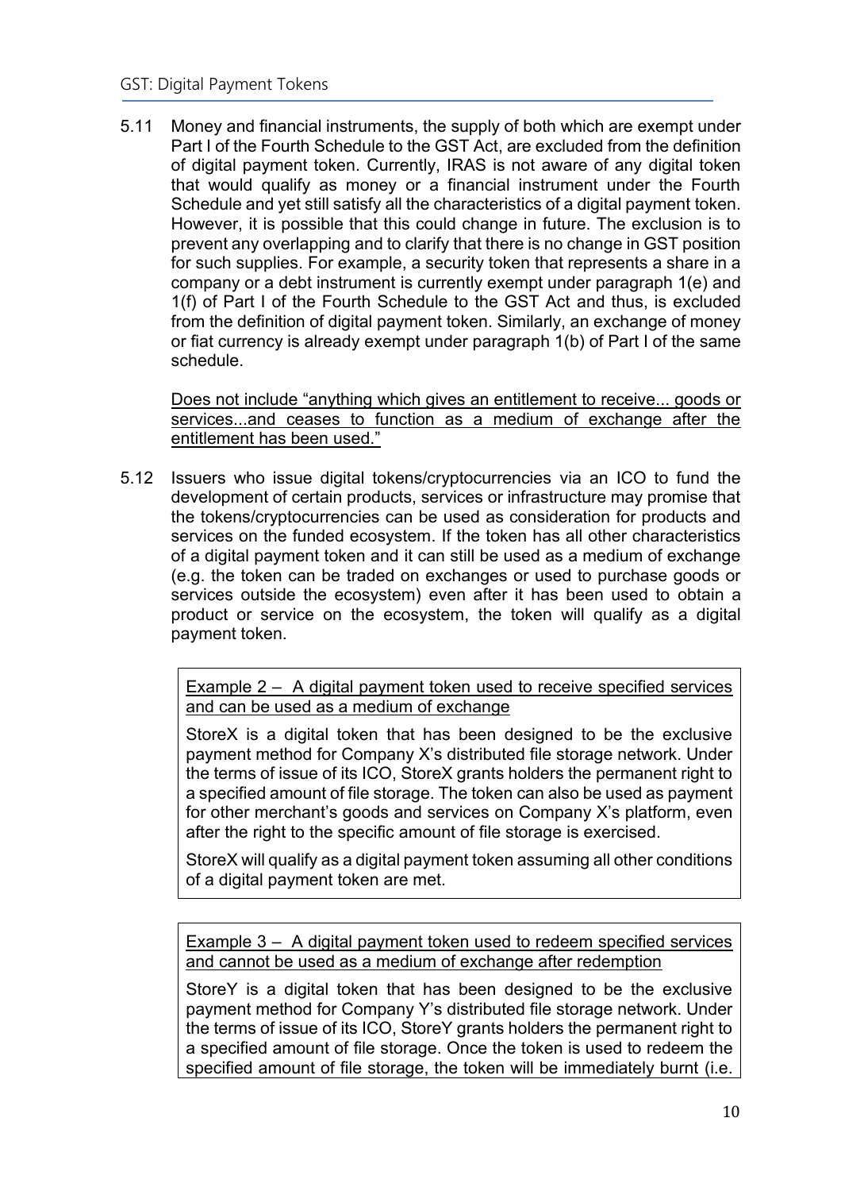5.11 Money and financial instruments, the supply of both which are exempt under Part I of the Fourth Schedule to the GST Act, are excluded from the definition of digital payment token. Currently, IRAS is not aware of any digital token that would qualify as money or a financial instrument under the Fourth Schedule and yet still satisfy all the characteristics of a digital payment token. However, it is possible that this could change in future. The exclusion is to prevent any overlapping and to clarify that there is no change in GST position for such supplies. For example, a security token that represents a share in a company or a debt instrument is currently exempt under paragraph 1(e) and 1(f) of Part I of the Fourth Schedule to the GST Act and thus, is excluded from the definition of digital payment token. Similarly, an exchange of money or fiat currency is already exempt under paragraph 1(b) of Part I of the same schedule.

<u>Does not include "anything which gives an entitlement to receive... goods or services...and ceases to function as a medium of exchange after the entitlement has been used."</u>

5.12 Issuers who issue digital tokens/cryptocurrencies via an ICO to fund the development of certain products, services or infrastructure may promise that the tokens/cryptocurrencies can be used as consideration for products and services on the funded ecosystem. If the token has all other characteristics of a digital payment token and it can still be used as a medium of exchange (e.g. the token can be traded on exchanges or used to purchase goods or services outside the ecosystem) even after it has been used to obtain a product or service on the ecosystem, the token will qualify as a digital payment token.

> <u>Example 2 – A digital payment token used to receive specified services and can be used as a medium of exchange</u>
>
> StoreX is a digital token that has been designed to be the exclusive payment method for Company X's distributed file storage network. Under the terms of issue of its ICO, StoreX grants holders the permanent right to a specified amount of file storage. The token can also be used as payment for other merchant's goods and services on Company X's platform, even after the right to the specific amount of file storage is exercised.
>
> StoreX will qualify as a digital payment token assuming all other conditions of a digital payment token are met.

> <u>Example 3 – A digital payment token used to redeem specified services and cannot be used as a medium of exchange after redemption</u>
>
> StoreY is a digital token that has been designed to be the exclusive payment method for Company Y's distributed file storage network. Under the terms of issue of its ICO, StoreY grants holders the permanent right to a specified amount of file storage. Once the token is used to redeem the specified amount of file storage, the token will be immediately burnt (i.e.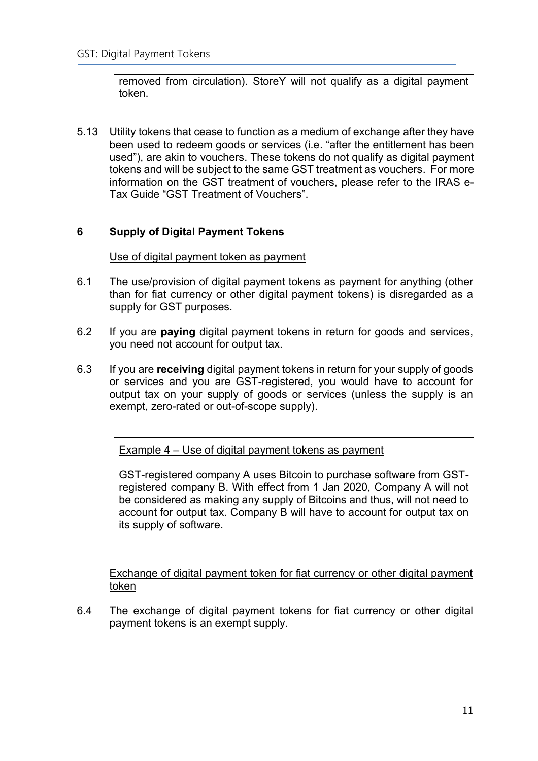removed from circulation). StoreY will not qualify as a digital payment token.

5.13 Utility tokens that cease to function as a medium of exchange after they have been used to redeem goods or services (i.e. "after the entitlement has been used"), are akin to vouchers. These tokens do not qualify as digital payment tokens and will be subject to the same GST treatment as vouchers. For more information on the GST treatment of vouchers, please refer to the IRAS e-Tax Guide "GST Treatment of Vouchers".

## 6 Supply of Digital Payment Tokens

<u>Use of digital payment token as payment</u>

6.1 The use/provision of digital payment tokens as payment for anything (other than for fiat currency or other digital payment tokens) is disregarded as a supply for GST purposes.

6.2 If you are **paying** digital payment tokens in return for goods and services, you need not account for output tax.

6.3 If you are **receiving** digital payment tokens in return for your supply of goods or services and you are GST-registered, you would have to account for output tax on your supply of goods or services (unless the supply is an exempt, zero-rated or out-of-scope supply).

> <u>Example 4 – Use of digital payment tokens as payment</u>
>
> GST-registered company A uses Bitcoin to purchase software from GST-registered company B. With effect from 1 Jan 2020, Company A will not be considered as making any supply of Bitcoins and thus, will not need to account for output tax. Company B will have to account for output tax on its supply of software.

<u>Exchange of digital payment token for fiat currency or other digital payment token</u>

6.4 The exchange of digital payment tokens for fiat currency or other digital payment tokens is an exempt supply.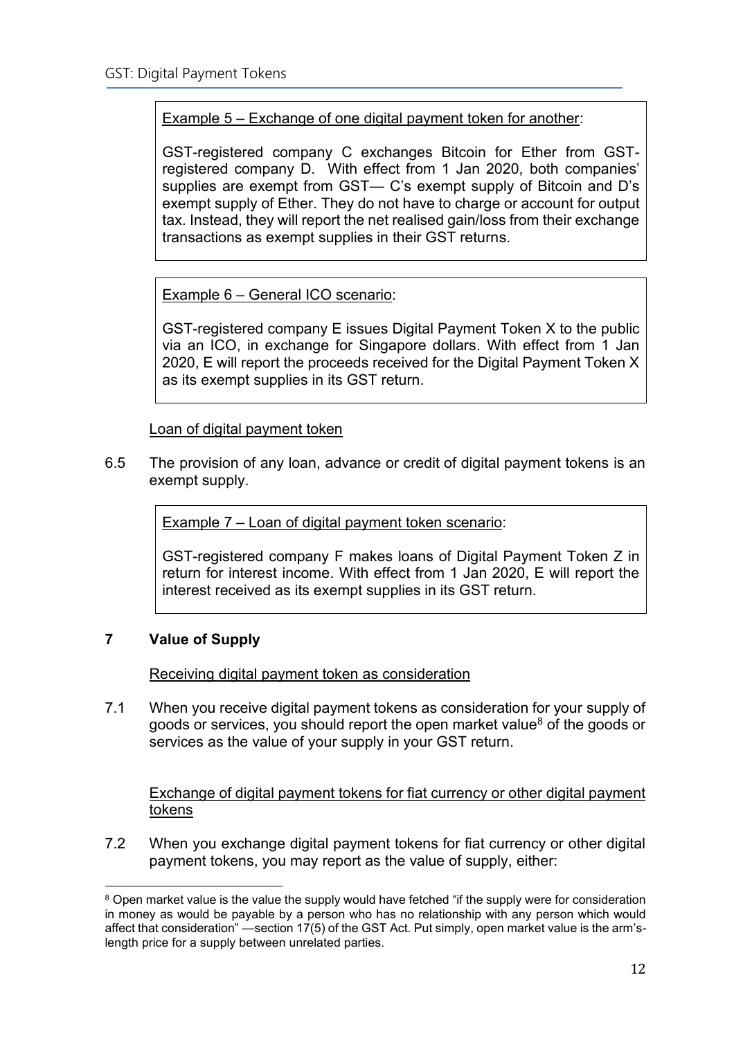Example 5 – Exchange of one digital payment token for another:

GST-registered company C exchanges Bitcoin for Ether from GST-registered company D. With effect from 1 Jan 2020, both companies' supplies are exempt from GST— C's exempt supply of Bitcoin and D's exempt supply of Ether. They do not have to charge or account for output tax. Instead, they will report the net realised gain/loss from their exchange transactions as exempt supplies in their GST returns.

Example 6 – General ICO scenario:

GST-registered company E issues Digital Payment Token X to the public via an ICO, in exchange for Singapore dollars. With effect from 1 Jan 2020, E will report the proceeds received for the Digital Payment Token X as its exempt supplies in its GST return.

Loan of digital payment token

6.5 The provision of any loan, advance or credit of digital payment tokens is an exempt supply.

Example 7 – Loan of digital payment token scenario:

GST-registered company F makes loans of Digital Payment Token Z in return for interest income. With effect from 1 Jan 2020, E will report the interest received as its exempt supplies in its GST return.

## 7 Value of Supply

Receiving digital payment token as consideration

7.1 When you receive digital payment tokens as consideration for your supply of goods or services, you should report the open market value[8] of the goods or services as the value of your supply in your GST return.

Exchange of digital payment tokens for fiat currency or other digital payment tokens

7.2 When you exchange digital payment tokens for fiat currency or other digital payment tokens, you may report as the value of supply, either:

[8] Open market value is the value the supply would have fetched "if the supply were for consideration in money as would be payable by a person who has no relationship with any person which would affect that consideration" —section 17(5) of the GST Act. Put simply, open market value is the arm's-length price for a supply between unrelated parties.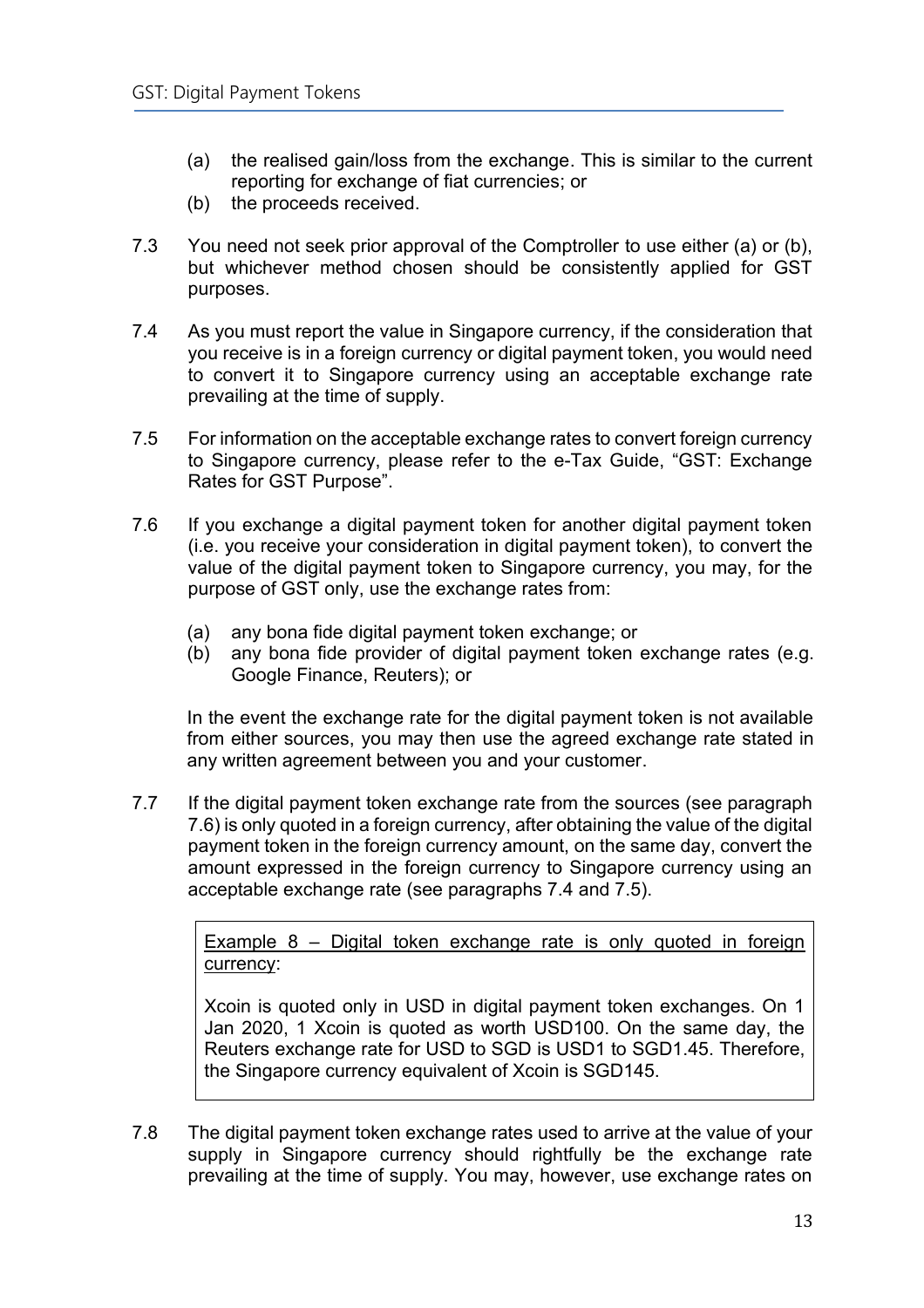(a) the realised gain/loss from the exchange. This is similar to the current reporting for exchange of fiat currencies; or
(b) the proceeds received.

7.3 You need not seek prior approval of the Comptroller to use either (a) or (b), but whichever method chosen should be consistently applied for GST purposes.

7.4 As you must report the value in Singapore currency, if the consideration that you receive is in a foreign currency or digital payment token, you would need to convert it to Singapore currency using an acceptable exchange rate prevailing at the time of supply.

7.5 For information on the acceptable exchange rates to convert foreign currency to Singapore currency, please refer to the e-Tax Guide, "GST: Exchange Rates for GST Purpose".

7.6 If you exchange a digital payment token for another digital payment token (i.e. you receive your consideration in digital payment token), to convert the value of the digital payment token to Singapore currency, you may, for the purpose of GST only, use the exchange rates from:

(a) any bona fide digital payment token exchange; or
(b) any bona fide provider of digital payment token exchange rates (e.g. Google Finance, Reuters); or

In the event the exchange rate for the digital payment token is not available from either sources, you may then use the agreed exchange rate stated in any written agreement between you and your customer.

7.7 If the digital payment token exchange rate from the sources (see paragraph 7.6) is only quoted in a foreign currency, after obtaining the value of the digital payment token in the foreign currency amount, on the same day, convert the amount expressed in the foreign currency to Singapore currency using an acceptable exchange rate (see paragraphs 7.4 and 7.5).

> Example 8 – Digital token exchange rate is only quoted in foreign currency:
>
> Xcoin is quoted only in USD in digital payment token exchanges. On 1 Jan 2020, 1 Xcoin is quoted as worth USD100. On the same day, the Reuters exchange rate for USD to SGD is USD1 to SGD1.45. Therefore, the Singapore currency equivalent of Xcoin is SGD145.

7.8 The digital payment token exchange rates used to arrive at the value of your supply in Singapore currency should rightfully be the exchange rate prevailing at the time of supply. You may, however, use exchange rates on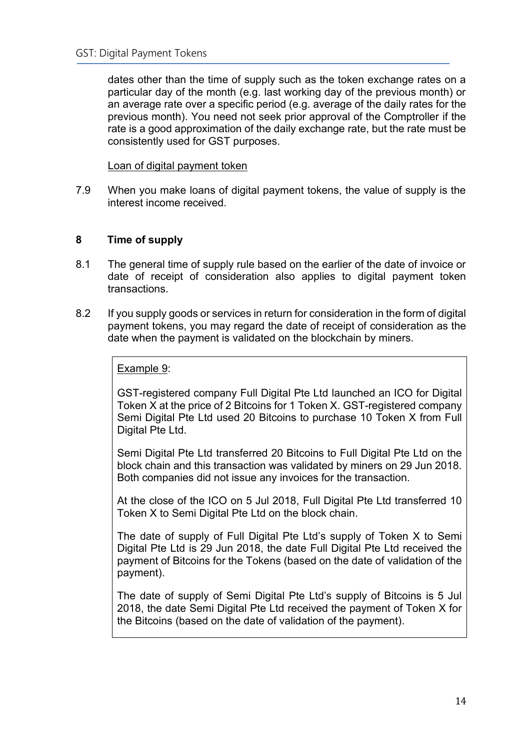dates other than the time of supply such as the token exchange rates on a particular day of the month (e.g. last working day of the previous month) or an average rate over a specific period (e.g. average of the daily rates for the previous month). You need not seek prior approval of the Comptroller if the rate is a good approximation of the daily exchange rate, but the rate must be consistently used for GST purposes.

Loan of digital payment token

7.9 When you make loans of digital payment tokens, the value of supply is the interest income received.

## 8 Time of supply

8.1 The general time of supply rule based on the earlier of the date of invoice or date of receipt of consideration also applies to digital payment token transactions.

8.2 If you supply goods or services in return for consideration in the form of digital payment tokens, you may regard the date of receipt of consideration as the date when the payment is validated on the blockchain by miners.

> Example 9:
>
> GST-registered company Full Digital Pte Ltd launched an ICO for Digital Token X at the price of 2 Bitcoins for 1 Token X. GST-registered company Semi Digital Pte Ltd used 20 Bitcoins to purchase 10 Token X from Full Digital Pte Ltd.
>
> Semi Digital Pte Ltd transferred 20 Bitcoins to Full Digital Pte Ltd on the block chain and this transaction was validated by miners on 29 Jun 2018. Both companies did not issue any invoices for the transaction.
>
> At the close of the ICO on 5 Jul 2018, Full Digital Pte Ltd transferred 10 Token X to Semi Digital Pte Ltd on the block chain.
>
> The date of supply of Full Digital Pte Ltd's supply of Token X to Semi Digital Pte Ltd is 29 Jun 2018, the date Full Digital Pte Ltd received the payment of Bitcoins for the Tokens (based on the date of validation of the payment).
>
> The date of supply of Semi Digital Pte Ltd's supply of Bitcoins is 5 Jul 2018, the date Semi Digital Pte Ltd received the payment of Token X for the Bitcoins (based on the date of validation of the payment).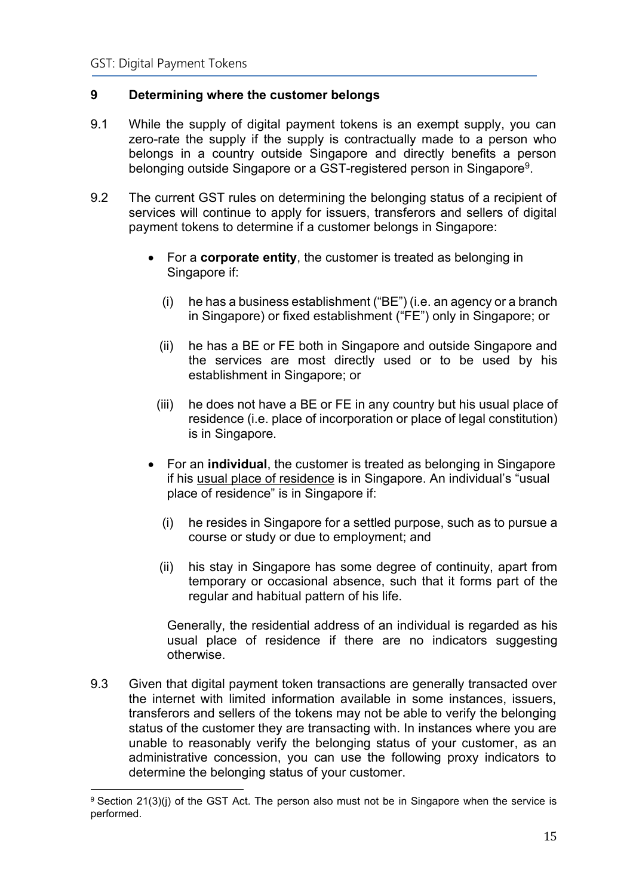## 9 Determining where the customer belongs

9.1 While the supply of digital payment tokens is an exempt supply, you can zero-rate the supply if the supply is contractually made to a person who belongs in a country outside Singapore and directly benefits a person belonging outside Singapore or a GST-registered person in Singapore[9].

9.2 The current GST rules on determining the belonging status of a recipient of services will continue to apply for issuers, transferors and sellers of digital payment tokens to determine if a customer belongs in Singapore:

- For a **corporate entity**, the customer is treated as belonging in Singapore if:

  (i) he has a business establishment ("BE") (i.e. an agency or a branch in Singapore) or fixed establishment ("FE") only in Singapore; or

  (ii) he has a BE or FE both in Singapore and outside Singapore and the services are most directly used or to be used by his establishment in Singapore; or

  (iii) he does not have a BE or FE in any country but his usual place of residence (i.e. place of incorporation or place of legal constitution) is in Singapore.

- For an **individual**, the customer is treated as belonging in Singapore if his usual place of residence is in Singapore. An individual's "usual place of residence" is in Singapore if:

  (i) he resides in Singapore for a settled purpose, such as to pursue a course or study or due to employment; and

  (ii) his stay in Singapore has some degree of continuity, apart from temporary or occasional absence, such that it forms part of the regular and habitual pattern of his life.

  Generally, the residential address of an individual is regarded as his usual place of residence if there are no indicators suggesting otherwise.

9.3 Given that digital payment token transactions are generally transacted over the internet with limited information available in some instances, issuers, transferors and sellers of the tokens may not be able to verify the belonging status of the customer they are transacting with. In instances where you are unable to reasonably verify the belonging status of your customer, as an administrative concession, you can use the following proxy indicators to determine the belonging status of your customer.

---

[9] Section 21(3)(j) of the GST Act. The person also must not be in Singapore when the service is performed.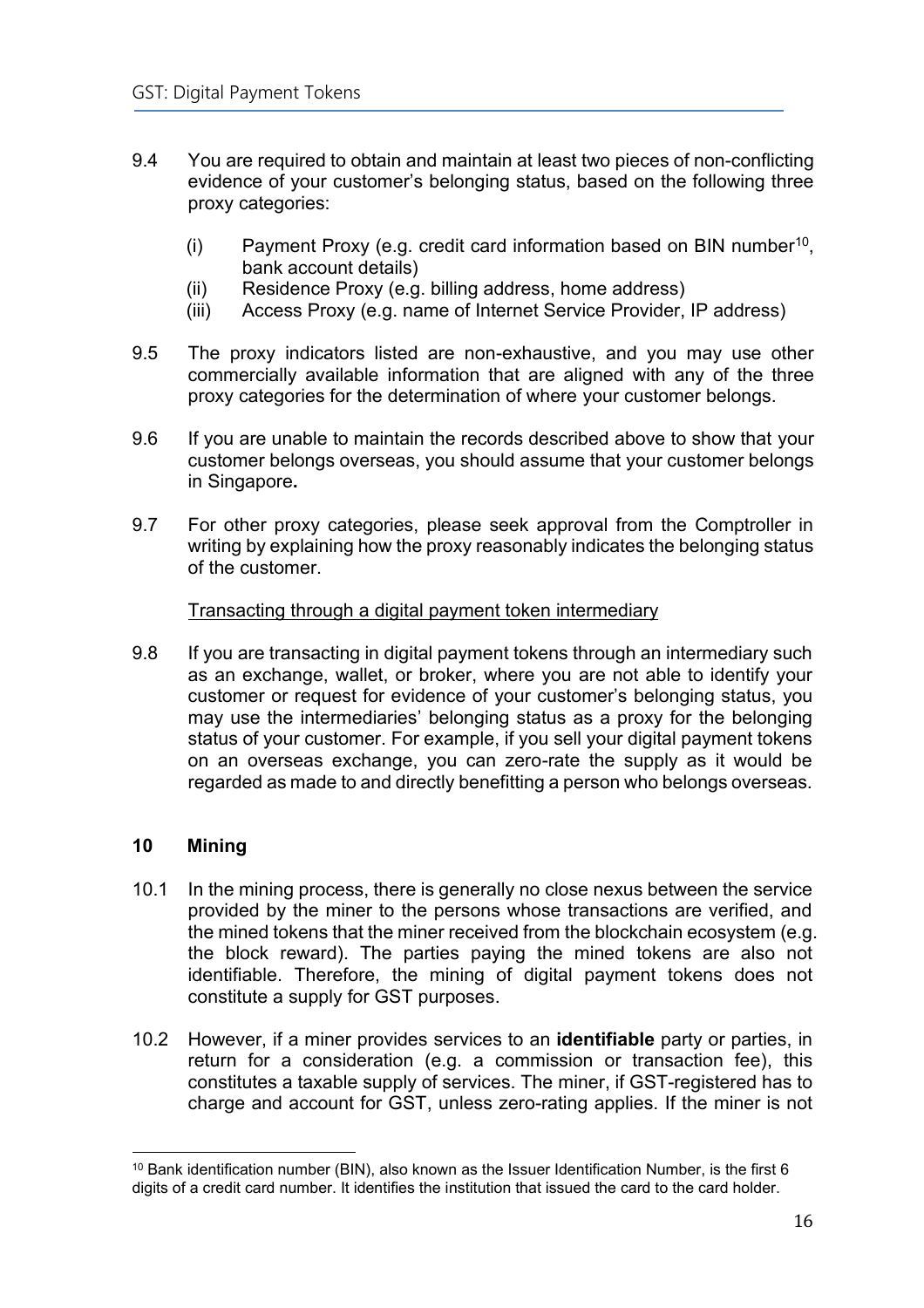9.4 You are required to obtain and maintain at least two pieces of non-conflicting evidence of your customer's belonging status, based on the following three proxy categories:

(i) Payment Proxy (e.g. credit card information based on BIN number[10], bank account details)
(ii) Residence Proxy (e.g. billing address, home address)
(iii) Access Proxy (e.g. name of Internet Service Provider, IP address)

9.5 The proxy indicators listed are non-exhaustive, and you may use other commercially available information that are aligned with any of the three proxy categories for the determination of where your customer belongs.

9.6 If you are unable to maintain the records described above to show that your customer belongs overseas, you should assume that your customer belongs in Singapore.

9.7 For other proxy categories, please seek approval from the Comptroller in writing by explaining how the proxy reasonably indicates the belonging status of the customer.

Transacting through a digital payment token intermediary

9.8 If you are transacting in digital payment tokens through an intermediary such as an exchange, wallet, or broker, where you are not able to identify your customer or request for evidence of your customer's belonging status, you may use the intermediaries' belonging status as a proxy for the belonging status of your customer. For example, if you sell your digital payment tokens on an overseas exchange, you can zero-rate the supply as it would be regarded as made to and directly benefitting a person who belongs overseas.

## 10 Mining

10.1 In the mining process, there is generally no close nexus between the service provided by the miner to the persons whose transactions are verified, and the mined tokens that the miner received from the blockchain ecosystem (e.g. the block reward). The parties paying the mined tokens are also not identifiable. Therefore, the mining of digital payment tokens does not constitute a supply for GST purposes.

10.2 However, if a miner provides services to an **identifiable** party or parties, in return for a consideration (e.g. a commission or transaction fee), this constitutes a taxable supply of services. The miner, if GST-registered has to charge and account for GST, unless zero-rating applies. If the miner is not

---

[10] Bank identification number (BIN), also known as the Issuer Identification Number, is the first 6 digits of a credit card number. It identifies the institution that issued the card to the card holder.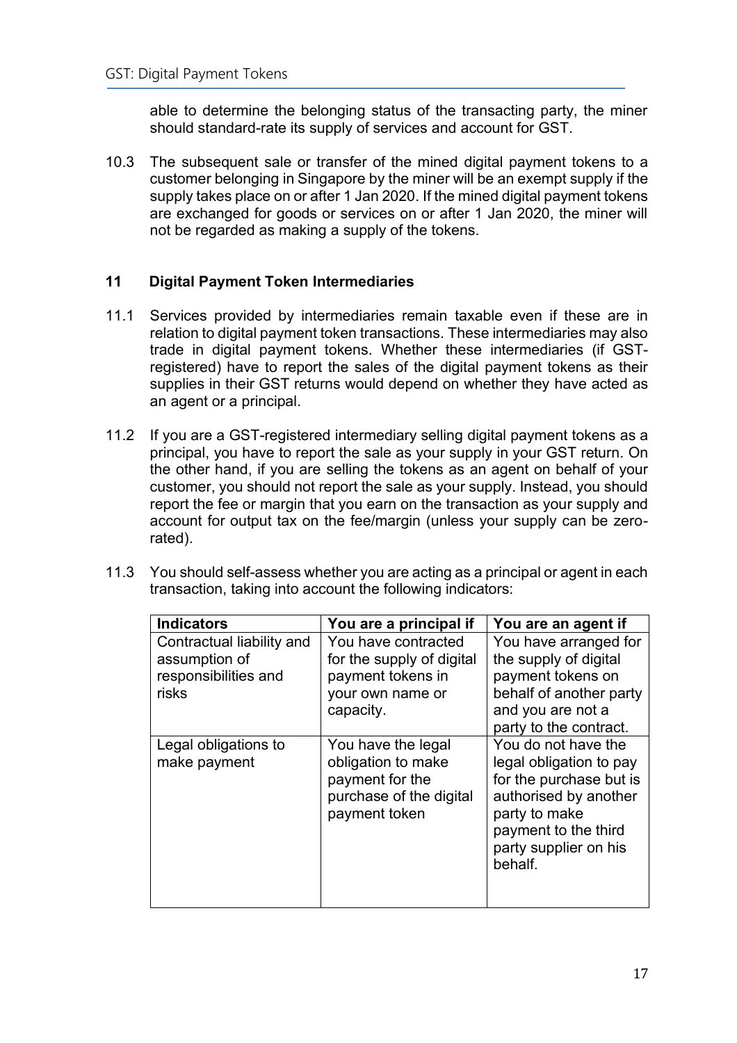able to determine the belonging status of the transacting party, the miner should standard-rate its supply of services and account for GST.

10.3 The subsequent sale or transfer of the mined digital payment tokens to a customer belonging in Singapore by the miner will be an exempt supply if the supply takes place on or after 1 Jan 2020. If the mined digital payment tokens are exchanged for goods or services on or after 1 Jan 2020, the miner will not be regarded as making a supply of the tokens.

## 11 Digital Payment Token Intermediaries

11.1 Services provided by intermediaries remain taxable even if these are in relation to digital payment token transactions. These intermediaries may also trade in digital payment tokens. Whether these intermediaries (if GST-registered) have to report the sales of the digital payment tokens as their supplies in their GST returns would depend on whether they have acted as an agent or a principal.

11.2 If you are a GST-registered intermediary selling digital payment tokens as a principal, you have to report the sale as your supply in your GST return. On the other hand, if you are selling the tokens as an agent on behalf of your customer, you should not report the sale as your supply. Instead, you should report the fee or margin that you earn on the transaction as your supply and account for output tax on the fee/margin (unless your supply can be zero-rated).

11.3 You should self-assess whether you are acting as a principal or agent in each transaction, taking into account the following indicators:

| Indicators | You are a principal if | You are an agent if |
|---|---|---|
| Contractual liability and assumption of responsibilities and risks | You have contracted for the supply of digital payment tokens in your own name or capacity. | You have arranged for the supply of digital payment tokens on behalf of another party and you are not a party to the contract. |
| Legal obligations to make payment | You have the legal obligation to make payment for the purchase of the digital payment token | You do not have the legal obligation to pay for the purchase but is authorised by another party to make payment to the third party supplier on his behalf. |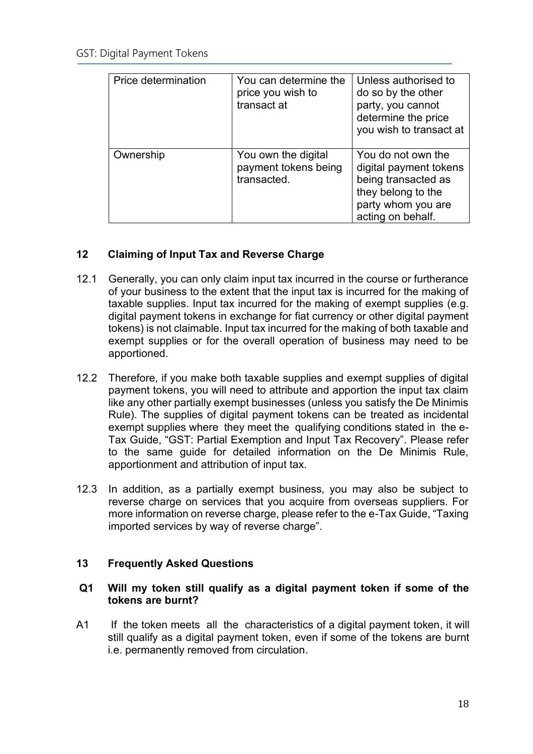| Price determination | You can determine the price you wish to transact at | Unless authorised to do so by the other party, you cannot determine the price you wish to transact at |
|---|---|---|
| Ownership | You own the digital payment tokens being transacted. | You do not own the digital payment tokens being transacted as they belong to the party whom you are acting on behalf. |

## 12 Claiming of Input Tax and Reverse Charge

12.1 Generally, you can only claim input tax incurred in the course or furtherance of your business to the extent that the input tax is incurred for the making of taxable supplies. Input tax incurred for the making of exempt supplies (e.g. digital payment tokens in exchange for fiat currency or other digital payment tokens) is not claimable. Input tax incurred for the making of both taxable and exempt supplies or for the overall operation of business may need to be apportioned.

12.2 Therefore, if you make both taxable supplies and exempt supplies of digital payment tokens, you will need to attribute and apportion the input tax claim like any other partially exempt businesses (unless you satisfy the De Minimis Rule). The supplies of digital payment tokens can be treated as incidental exempt supplies where they meet the qualifying conditions stated in the e-Tax Guide, "GST: Partial Exemption and Input Tax Recovery". Please refer to the same guide for detailed information on the De Minimis Rule, apportionment and attribution of input tax.

12.3 In addition, as a partially exempt business, you may also be subject to reverse charge on services that you acquire from overseas suppliers. For more information on reverse charge, please refer to the e-Tax Guide, "Taxing imported services by way of reverse charge".

## 13 Frequently Asked Questions

**Q1 Will my token still qualify as a digital payment token if some of the tokens are burnt?**

A1 If the token meets all the characteristics of a digital payment token, it will still qualify as a digital payment token, even if some of the tokens are burnt i.e. permanently removed from circulation.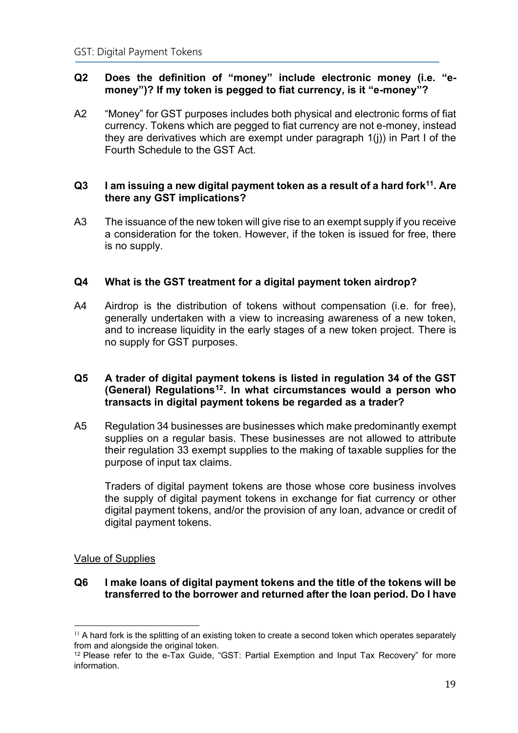**Q2 Does the definition of "money" include electronic money (i.e. "e-money")? If my token is pegged to fiat currency, is it "e-money"?**

A2 "Money" for GST purposes includes both physical and electronic forms of fiat currency. Tokens which are pegged to fiat currency are not e-money, instead they are derivatives which are exempt under paragraph 1(j)) in Part I of the Fourth Schedule to the GST Act.

**Q3 I am issuing a new digital payment token as a result of a hard fork[11]. Are there any GST implications?**

A3 The issuance of the new token will give rise to an exempt supply if you receive a consideration for the token. However, if the token is issued for free, there is no supply.

**Q4 What is the GST treatment for a digital payment token airdrop?**

A4 Airdrop is the distribution of tokens without compensation (i.e. for free), generally undertaken with a view to increasing awareness of a new token, and to increase liquidity in the early stages of a new token project. There is no supply for GST purposes.

**Q5 A trader of digital payment tokens is listed in regulation 34 of the GST (General) Regulations[12]. In what circumstances would a person who transacts in digital payment tokens be regarded as a trader?**

A5 Regulation 34 businesses are businesses which make predominantly exempt supplies on a regular basis. These businesses are not allowed to attribute their regulation 33 exempt supplies to the making of taxable supplies for the purpose of input tax claims.

Traders of digital payment tokens are those whose core business involves the supply of digital payment tokens in exchange for fiat currency or other digital payment tokens, and/or the provision of any loan, advance or credit of digital payment tokens.

<u>Value of Supplies</u>

**Q6 I make loans of digital payment tokens and the title of the tokens will be transferred to the borrower and returned after the loan period. Do I have**

[11] A hard fork is the splitting of an existing token to create a second token which operates separately from and alongside the original token.

[12] Please refer to the e-Tax Guide, "GST: Partial Exemption and Input Tax Recovery" for more information.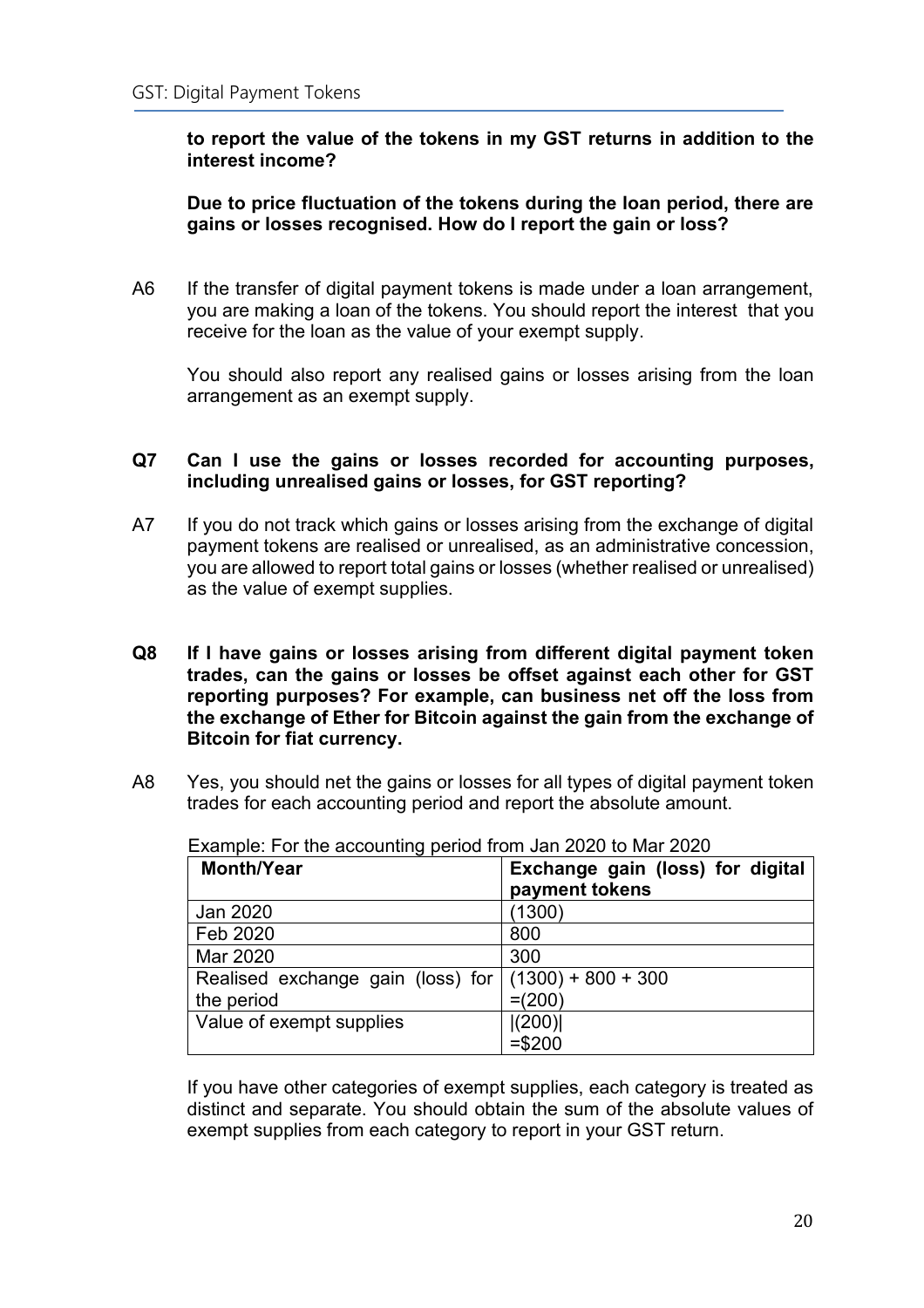**to report the value of the tokens in my GST returns in addition to the interest income?**

**Due to price fluctuation of the tokens during the loan period, there are gains or losses recognised. How do I report the gain or loss?**

A6 If the transfer of digital payment tokens is made under a loan arrangement, you are making a loan of the tokens. You should report the interest that you receive for the loan as the value of your exempt supply.

You should also report any realised gains or losses arising from the loan arrangement as an exempt supply.

**Q7 Can I use the gains or losses recorded for accounting purposes, including unrealised gains or losses, for GST reporting?**

A7 If you do not track which gains or losses arising from the exchange of digital payment tokens are realised or unrealised, as an administrative concession, you are allowed to report total gains or losses (whether realised or unrealised) as the value of exempt supplies.

**Q8 If I have gains or losses arising from different digital payment token trades, can the gains or losses be offset against each other for GST reporting purposes? For example, can business net off the loss from the exchange of Ether for Bitcoin against the gain from the exchange of Bitcoin for fiat currency.**

A8 Yes, you should net the gains or losses for all types of digital payment token trades for each accounting period and report the absolute amount.

Example: For the accounting period from Jan 2020 to Mar 2020

| Month/Year | Exchange gain (loss) for digital payment tokens |
|---|---|
| Jan 2020 | (1300) |
| Feb 2020 | 800 |
| Mar 2020 | 300 |
| Realised exchange gain (loss) for the period | (1300) + 800 + 300 =(200) |
| Value of exempt supplies | \|(200)\| =$200 |

If you have other categories of exempt supplies, each category is treated as distinct and separate. You should obtain the sum of the absolute values of exempt supplies from each category to report in your GST return.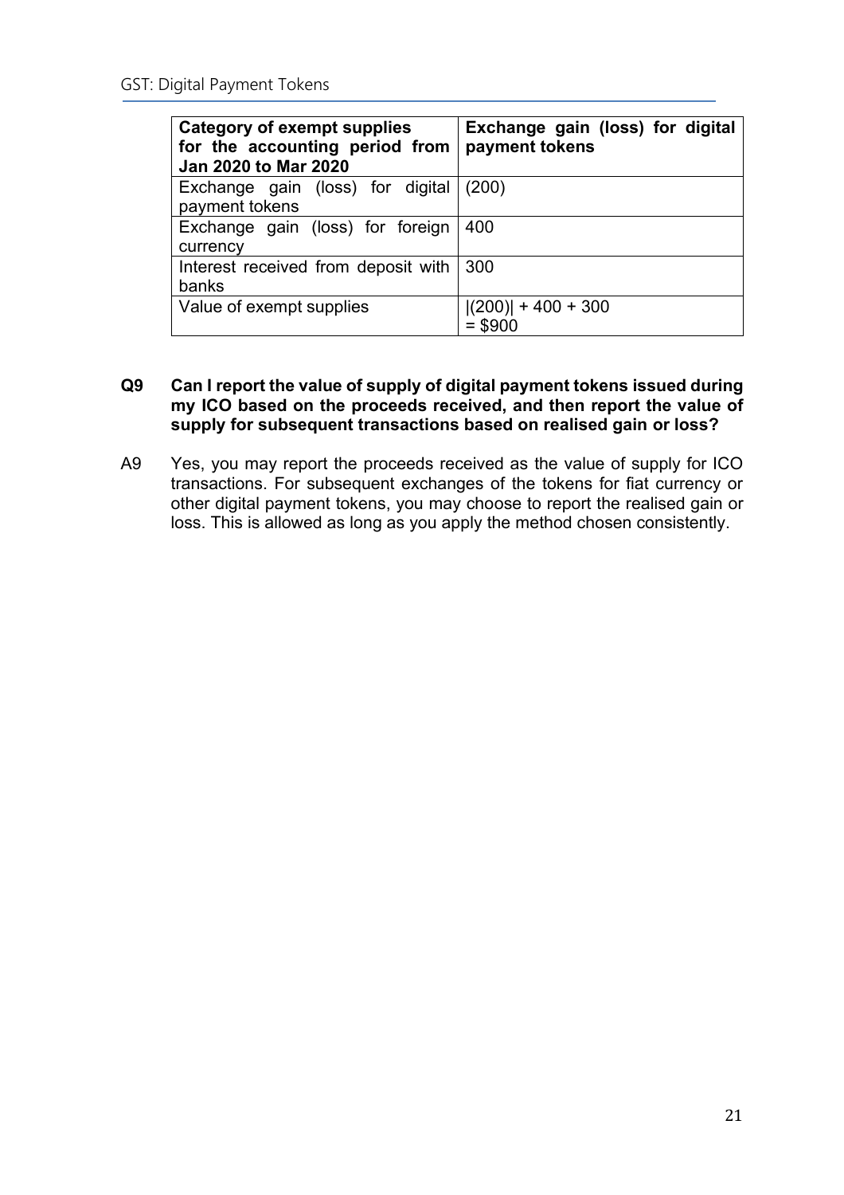| **Category of exempt supplies for the accounting period from Jan 2020 to Mar 2020** | **Exchange gain (loss) for digital payment tokens** |
| --- | --- |
| Exchange gain (loss) for digital payment tokens | (200) |
| Exchange gain (loss) for foreign currency | 400 |
| Interest received from deposit with banks | 300 |
| Value of exempt supplies | \|(200)\| + 400 + 300 = $900 |

**Q9 Can I report the value of supply of digital payment tokens issued during my ICO based on the proceeds received, and then report the value of supply for subsequent transactions based on realised gain or loss?**

A9 Yes, you may report the proceeds received as the value of supply for ICO transactions. For subsequent exchanges of the tokens for fiat currency or other digital payment tokens, you may choose to report the realised gain or loss. This is allowed as long as you apply the method chosen consistently.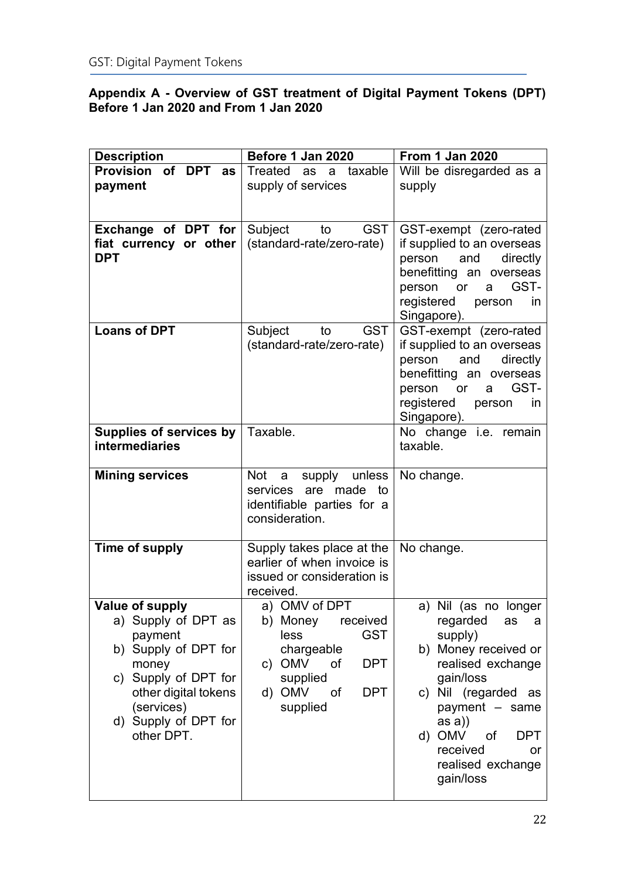**Appendix A - Overview of GST treatment of Digital Payment Tokens (DPT) Before 1 Jan 2020 and From 1 Jan 2020**

| Description | Before 1 Jan 2020 | From 1 Jan 2020 |
|---|---|---|
| **Provision of DPT as payment** | Treated as a taxable supply of services | Will be disregarded as a supply |
| **Exchange of DPT for fiat currency or other DPT** | Subject to GST (standard-rate/zero-rate) | GST-exempt (zero-rated if supplied to an overseas person and directly benefitting an overseas person or a GST-registered person in Singapore). |
| **Loans of DPT** | Subject to GST (standard-rate/zero-rate) | GST-exempt (zero-rated if supplied to an overseas person and directly benefitting an overseas person or a GST-registered person in Singapore). |
| **Supplies of services by intermediaries** | Taxable. | No change i.e. remain taxable. |
| **Mining services** | Not a supply unless services are made to identifiable parties for a consideration. | No change. |
| **Time of supply** | Supply takes place at the earlier of when invoice is issued or consideration is received. | No change. |
| **Value of supply**<br>a) Supply of DPT as payment<br>b) Supply of DPT for money<br>c) Supply of DPT for other digital tokens (services)<br>d) Supply of DPT for other DPT. | a) OMV of DPT<br>b) Money received less GST chargeable<br>c) OMV of DPT supplied<br>d) OMV of DPT supplied | a) Nil (as no longer regarded as a supply)<br>b) Money received or realised exchange gain/loss<br>c) Nil (regarded as payment – same as a))<br>d) OMV of DPT received or realised exchange gain/loss |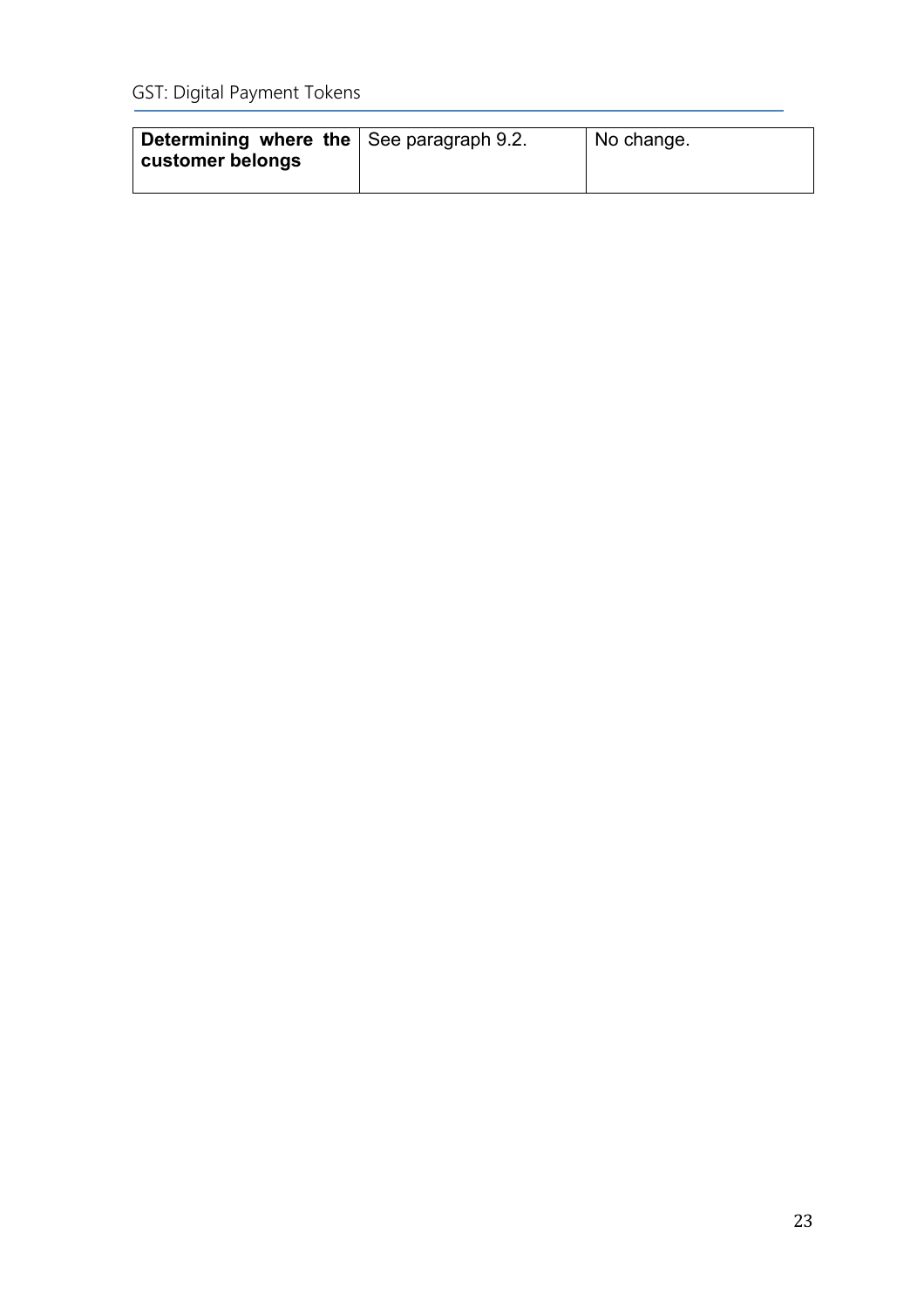| | | |
|---|---|---|
| **Determining where the customer belongs** | See paragraph 9.2. | No change. |